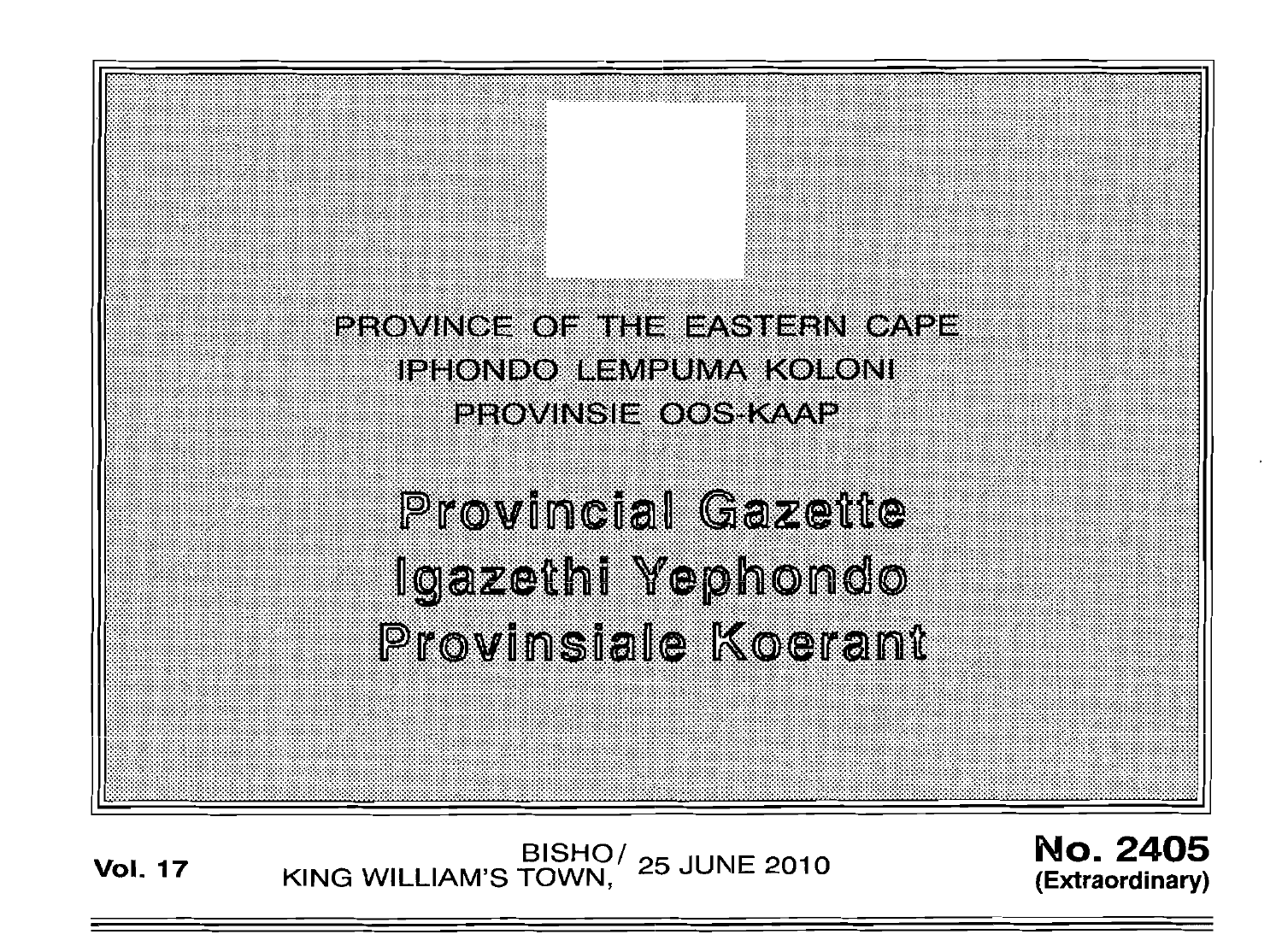PROVINCE OF THE EASTERN CAPE

IPHONDO LEMPUMA KOLONI

PROVINSIE OOS-KAAP

# Provincial Gazette

# Igazethi Yephondo

# Provinsiale Koerant

**Vol. 17** BISHO/ KING WILLIAM'S TOWN, 25 JUNE 2010 **No. 2405 (Extraordinary)**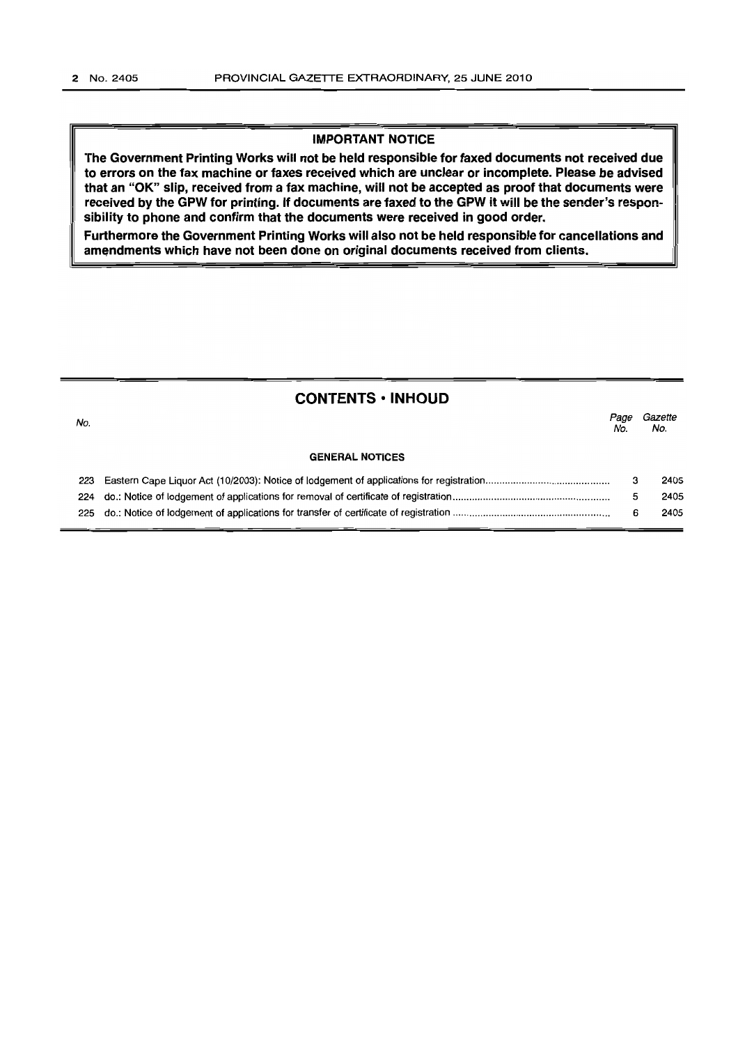**IMPORTANT NOTICE**

**The Government Printing Works will not be held responsible for faxed documents not received due to errors on the fax machine or faxes received which are unclear or incomplete. Please be advised that an "OK" slip, received from a fax machine, will not be accepted as proof that documents were received by the GPW for printing. If documents are faxed to the GPW it will be the sender's responsibility to phone and confirm that the documents were received in good order.**

**Furthermore the Government Printing Works will also not be held responsible for cancellations and amendments which have not been done on original documents received from clients.**

## CONTENTS • INHOUD

| *No.* | | *Page No.* | *Gazette No.* |
|---|---|---|---|
| | **GENERAL NOTICES** | | |
| 223 | Eastern Cape Liquor Act (10/2003): Notice of lodgement of applications for registration | 3 | 2405 |
| 224 | do.: Notice of lodgement of applications for removal of certificate of registration | 5 | 2405 |
| 225 | do.: Notice of lodgement of applications for transfer of certificate of registration | 6 | 2405 |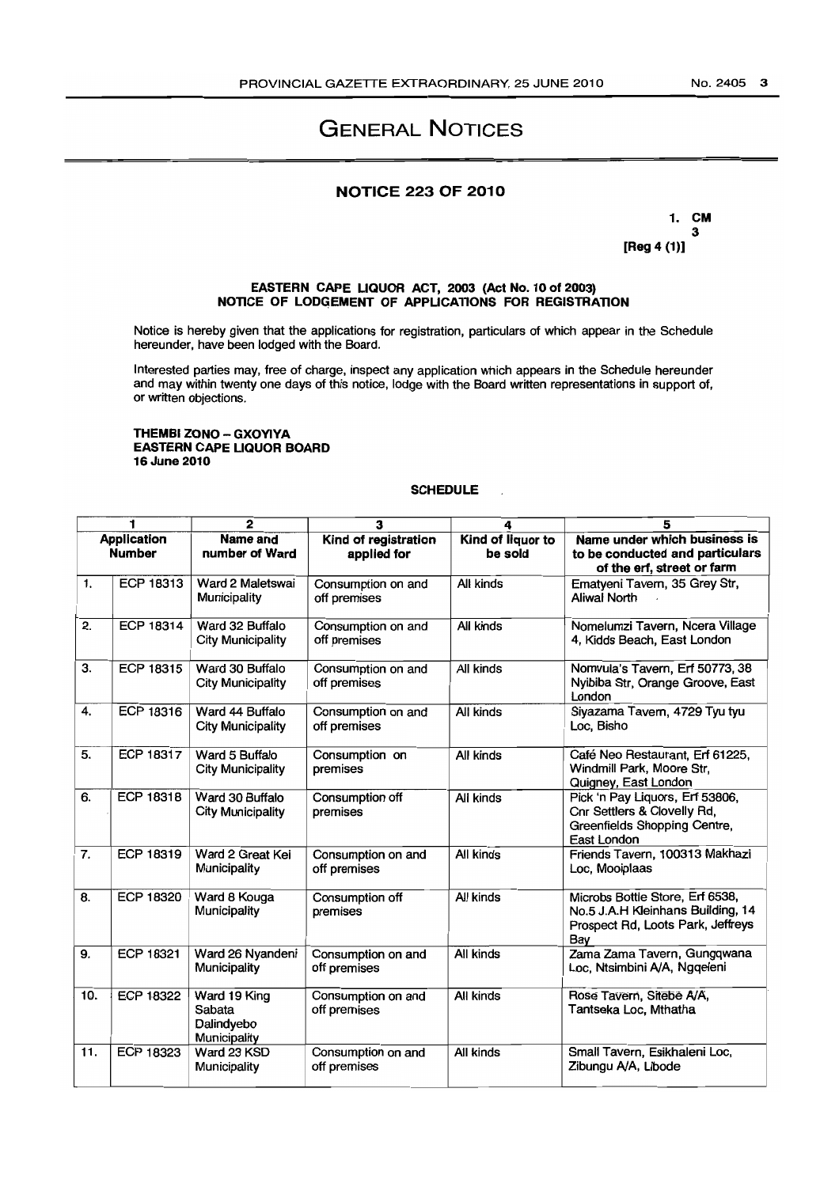# GENERAL NOTICES

## NOTICE 223 OF 2010

1. CM
3
[Reg 4 (1)]

### EASTERN CAPE LIQUOR ACT, 2003 (Act No. 10 of 2003)
### NOTICE OF LODGEMENT OF APPLICATIONS FOR REGISTRATION

Notice is hereby given that the applications for registration, particulars of which appear in the Schedule hereunder, have been lodged with the Board.

Interested parties may, free of charge, inspect any application which appears in the Schedule hereunder and may within twenty one days of this notice, lodge with the Board written representations in support of, or written objections.

**THEMBI ZONO – GXOYIYA**
**EASTERN CAPE LIQUOR BOARD**
**16 June 2010**

**SCHEDULE**

| 1 | | 2 | 3 | 4 | 5 |
|---|---|---|---|---|---|
| **Application Number** | | **Name and number of Ward** | **Kind of registration applied for** | **Kind of liquor to be sold** | **Name under which business is to be conducted and particulars of the erf, street or farm** |
| 1. | ECP 18313 | Ward 2 Maletswai Municipality | Consumption on and off premises | All kinds | Ematyeni Tavern, 35 Grey Str, Aliwal North |
| 2. | ECP 18314 | Ward 32 Buffalo City Municipality | Consumption on and off premises | All kinds | Nomelumzi Tavern, Ncera Village 4, Kidds Beach, East London |
| 3. | ECP 18315 | Ward 30 Buffalo City Municipality | Consumption on and off premises | All kinds | Nomvula's Tavern, Erf 50773, 38 Nyibiba Str, Orange Groove, East London |
| 4. | ECP 18316 | Ward 44 Buffalo City Municipality | Consumption on and off premises | All kinds | Siyazama Tavern, 4729 Tyu tyu Loc, Bisho |
| 5. | ECP 18317 | Ward 5 Buffalo City Municipality | Consumption on premises | All kinds | Café Neo Restaurant, Erf 61225, Windmill Park, Moore Str, Quigney, East London |
| 6. | ECP 18318 | Ward 30 Buffalo City Municipality | Consumption off premises | All kinds | Pick 'n Pay Liquors, Erf 53806, Cnr Settlers & Clovelly Rd, Greenfields Shopping Centre, East London |
| 7. | ECP 18319 | Ward 2 Great Kei Municipality | Consumption on and off premises | All kinds | Friends Tavern, 100313 Makhazi Loc, Mooiplaas |
| 8. | ECP 18320 | Ward 8 Kouga Municipality | Consumption off premises | All kinds | Microbs Bottle Store, Erf 6538, No.5 J.A.H Kleinhans Building, 14 Prospect Rd, Loots Park, Jeffreys Bay |
| 9. | ECP 18321 | Ward 26 Nyandeni Municipality | Consumption on and off premises | All kinds | Zama Zama Tavern, Gungqwana Loc, Ntsimbini A/A, Ngqeleni |
| 10. | ECP 18322 | Ward 19 King Sabata Dalindyebo Municipality | Consumption on and off premises | All kinds | Rose Tavern, Sitebe A/A, Tantseka Loc, Mthatha |
| 11. | ECP 18323 | Ward 23 KSD Municipality | Consumption on and off premises | All kinds | Small Tavern, Esikhaleni Loc, Zibungu A/A, Libode |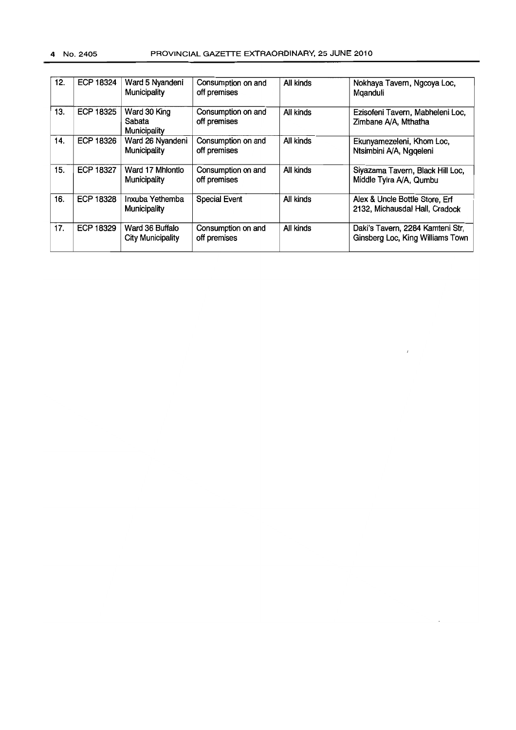| | | | | | |
|---|---|---|---|---|---|
| 12. | ECP 18324 | Ward 5 Nyandeni Municipality | Consumption on and off premises | All kinds | Nokhaya Tavern, Ngcoya Loc, Mqanduli |
| 13. | ECP 18325 | Ward 30 King Sabata Municipality | Consumption on and off premises | All kinds | Ezisofeni Tavern, Mabheleni Loc, Zimbane A/A, Mthatha |
| 14. | ECP 18326 | Ward 26 Nyandeni Municipality | Consumption on and off premises | All kinds | Ekunyamezeleni, Khom Loc, Ntsimbini A/A, Ngqeleni |
| 15. | ECP 18327 | Ward 17 Mhlontlo Municipality | Consumption on and off premises | All kinds | Siyazama Tavern, Black Hill Loc, Middle Tyira A/A, Qumbu |
| 16. | ECP 18328 | Inxuba Yethemba Municipality | Special Event | All kinds | Alex & Uncle Bottle Store, Erf 2132, Michausdal Hall, Cradock |
| 17. | ECP 18329 | Ward 36 Buffalo City Municipality | Consumption on and off premises | All kinds | Daki's Tavern, 2284 Kamteni Str, Ginsberg Loc, King Williams Town |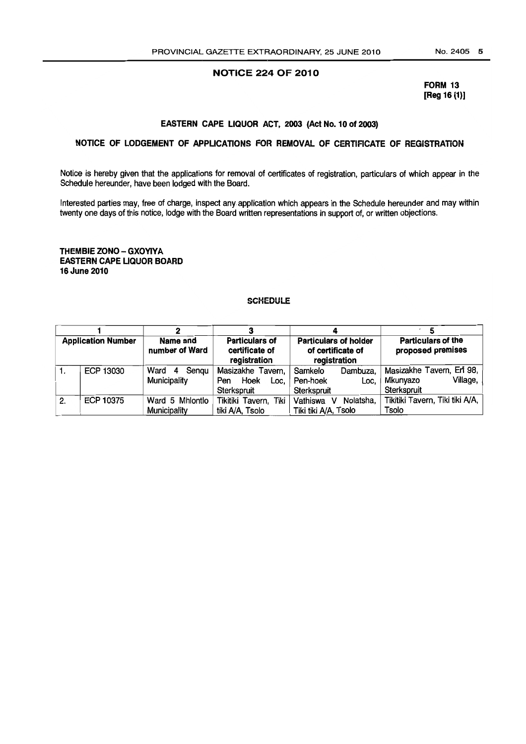## NOTICE 224 OF 2010

**FORM 13**
**[Reg 16 (1)]**

### EASTERN CAPE LIQUOR ACT, 2003 (Act No. 10 of 2003)

### NOTICE OF LODGEMENT OF APPLICATIONS FOR REMOVAL OF CERTIFICATE OF REGISTRATION

Notice is hereby given that the applications for removal of certificates of registration, particulars of which appear in the Schedule hereunder, have been lodged with the Board.

Interested parties may, free of charge, inspect any application which appears in the Schedule hereunder and may within twenty one days of this notice, lodge with the Board written representations in support of, or written objections.

**THEMBIE ZONO – GXOYIYA**
**EASTERN CAPE LIQUOR BOARD**
**16 June 2010**

### SCHEDULE

| 1 | | 2 | 3 | 4 | 5 |
|---|---|---|---|---|---|
| **Application Number** | | **Name and number of Ward** | **Particulars of certificate of registration** | **Particulars of holder of certificate of registration** | **Particulars of the proposed premises** |
| 1. | ECP 13030 | Ward 4 Senqu Municipality | Masizakhe Tavern, Pen Hoek Loc, Sterkspruit | Samkelo Dambuza, Pen-hoek Loc, Sterkspruit | Masizakhe Tavern, Erf 98, Mkunyazo Village, Sterkspruit |
| 2. | ECP 10375 | Ward 5 Mhlontlo Municipality | Tikitiki Tavern, Tiki tiki A/A, Tsolo | Vathiswa V Nolatsha, Tiki tiki A/A, Tsolo | Tikitiki Tavern, Tiki tiki A/A, Tsolo |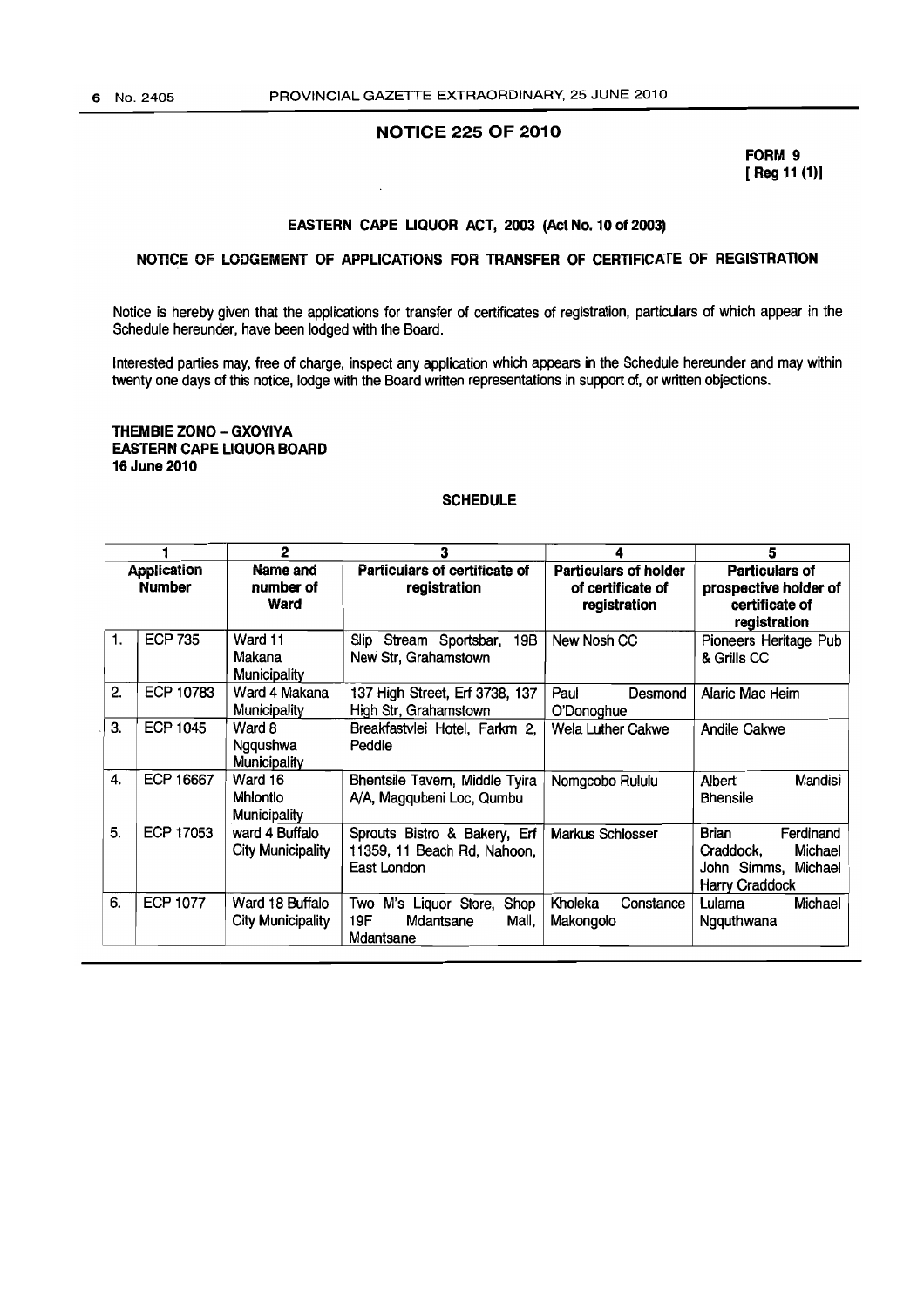## NOTICE 225 OF 2010

**FORM 9**
**[ Reg 11 (1)]**

### EASTERN CAPE LIQUOR ACT, 2003 (Act No. 10 of 2003)

### NOTICE OF LODGEMENT OF APPLICATIONS FOR TRANSFER OF CERTIFICATE OF REGISTRATION

Notice is hereby given that the applications for transfer of certificates of registration, particulars of which appear in the Schedule hereunder, have been lodged with the Board.

Interested parties may, free of charge, inspect any application which appears in the Schedule hereunder and may within twenty one days of this notice, lodge with the Board written representations in support of, or written objections.

**THEMBIE ZONO – GXOYIYA**
**EASTERN CAPE LIQUOR BOARD**
**16 June 2010**

**SCHEDULE**

| 1 | | 2 | 3 | 4 | 5 |
|---|---|---|---|---|---|
| **Application Number** | | **Name and number of Ward** | **Particulars of certificate of registration** | **Particulars of holder of certificate of registration** | **Particulars of prospective holder of certificate of registration** |
| 1. | ECP 735 | Ward 11 Makana Municipality | Slip Stream Sportsbar, 19B New Str, Grahamstown | New Nosh CC | Pioneers Heritage Pub & Grills CC |
| 2. | ECP 10783 | Ward 4 Makana Municipality | 137 High Street, Erf 3738, 137 High Str, Grahamstown | Paul Desmond O'Donoghue | Alaric Mac Heim |
| 3. | ECP 1045 | Ward 8 Ngqushwa Municipality | Breakfastvlei Hotel, Farkm 2, Peddie | Wela Luther Cakwe | Andile Cakwe |
| 4. | ECP 16667 | Ward 16 Mhlontlo Municipality | Bhentsile Tavern, Middle Tyira A/A, Magqubeni Loc, Qumbu | Nomgcobo Rululu | Albert Mandisi Bhensile |
| 5. | ECP 17053 | ward 4 Buffalo City Municipality | Sprouts Bistro & Bakery, Erf 11359, 11 Beach Rd, Nahoon, East London | Markus Schlosser | Brian Ferdinand Craddock, Michael John Simms, Michael Harry Craddock |
| 6. | ECP 1077 | Ward 18 Buffalo City Municipality | Two M's Liquor Store, Shop 19F Mdantsane Mall, Mdantsane | Kholeka Constance Makongolo | Lulama Michael Ngquthwana |